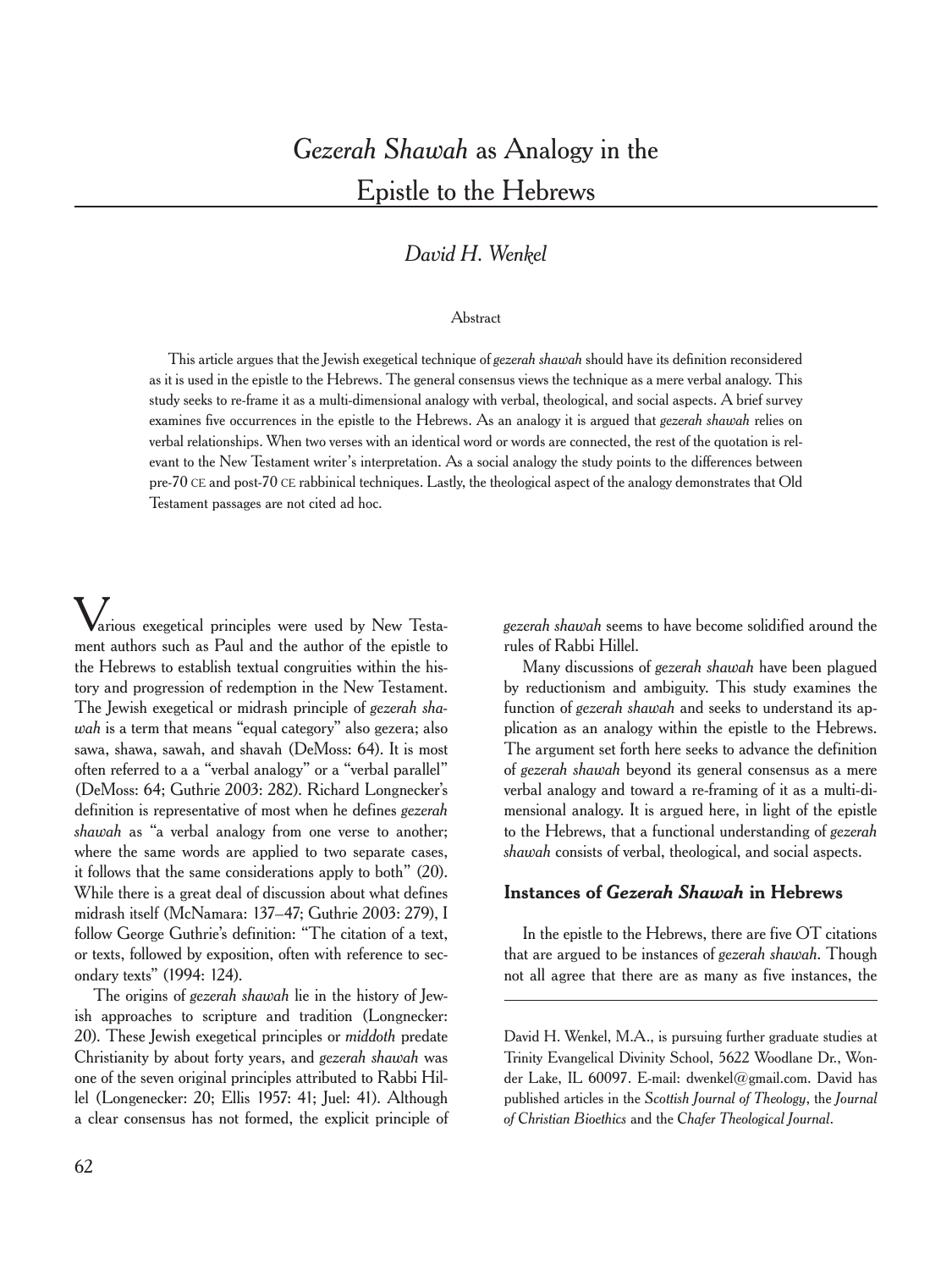# *Gezerah Shawah* as Analogy in the Epistle to the Hebrews

*David H. Wenkel*

Abstract

This article argues that the Jewish exegetical technique of *gezerah shawah* should have its definition reconsidered as it is used in the epistle to the Hebrews. The general consensus views the technique as a mere verbal analogy. This study seeks to re-frame it as a multi-dimensional analogy with verbal, theological, and social aspects. A brief survey examines five occurrences in the epistle to the Hebrews. As an analogy it is argued that *gezerah shawah* relies on verbal relationships. When two verses with an identical word or words are connected, the rest of the quotation is relevant to the New Testament writer's interpretation. As a social analogy the study points to the differences between pre-70 CE and post-70 CE rabbinical techniques. Lastly, the theological aspect of the analogy demonstrates that Old Testament passages are not cited ad hoc.

Various exegetical principles were used by New Testament authors such as Paul and the author of the epistle to the Hebrews to establish textual congruities within the history and progression of redemption in the New Testament. The Jewish exegetical or midrash principle of *gezerah shawah* is a term that means "equal category" also gezera; also sawa, shawa, sawah, and shavah (DeMoss: 64). It is most often referred to a a "verbal analogy" or a "verbal parallel" (DeMoss: 64; Guthrie 2003: 282). Richard Longnecker's definition is representative of most when he defines *gezerah shawah* as "a verbal analogy from one verse to another; where the same words are applied to two separate cases, it follows that the same considerations apply to both" (20). While there is a great deal of discussion about what defines midrash itself (McNamara: 137–47; Guthrie 2003: 279), I follow George Guthrie's definition: "The citation of a text, or texts, followed by exposition, often with reference to secondary texts" (1994: 124).

The origins of *gezerah shawah* lie in the history of Jewish approaches to scripture and tradition (Longnecker: 20). These Jewish exegetical principles or *middoth* predate Christianity by about forty years, and *gezerah shawah* was one of the seven original principles attributed to Rabbi Hillel (Longenecker: 20; Ellis 1957: 41; Juel: 41). Although a clear consensus has not formed, the explicit principle of *gezerah shawah* seems to have become solidified around the rules of Rabbi Hillel.

Many discussions of *gezerah shawah* have been plagued by reductionism and ambiguity. This study examines the function of *gezerah shawah* and seeks to understand its application as an analogy within the epistle to the Hebrews. The argument set forth here seeks to advance the definition of *gezerah shawah* beyond its general consensus as a mere verbal analogy and toward a re-framing of it as a multi-dimensional analogy. It is argued here, in light of the epistle to the Hebrews, that a functional understanding of *gezerah shawah* consists of verbal, theological, and social aspects.

### Instances of *Gezerah Shawah* in Hebrews

In the epistle to the Hebrews, there are five OT citations that are argued to be instances of *gezerah shawah*. Though not all agree that there are as many as five instances, the

---

David H. Wenkel, M.A., is pursuing further graduate studies at Trinity Evangelical Divinity School, 5622 Woodlane Dr., Wonder Lake, IL 60097. E-mail: dwenkel@gmail.com. David has published articles in the *Scottish Journal of Theology*, the *Journal of Christian Bioethics* and the *Chafer Theological Journal*.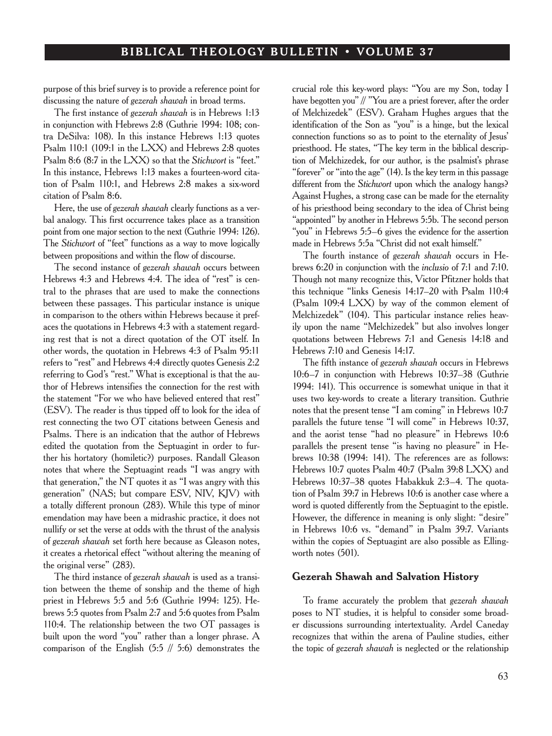purpose of this brief survey is to provide a reference point for discussing the nature of *gezerah shawah* in broad terms.

The first instance of *gezerah shawah* is in Hebrews 1:13 in conjunction with Hebrews 2:8 (Guthrie 1994: 108; contra DeSilva: 108). In this instance Hebrews 1:13 quotes Psalm 110:1 (109:1 in the LXX) and Hebrews 2:8 quotes Psalm 8:6 (8:7 in the LXX) so that the *Stichwort* is "feet." In this instance, Hebrews 1:13 makes a fourteen-word citation of Psalm 110:1, and Hebrews 2:8 makes a six-word citation of Psalm 8:6.

Here, the use of *gezerah shawah* clearly functions as a verbal analogy. This first occurrence takes place as a transition point from one major section to the next (Guthrie 1994: 126). The *Stichwort* of "feet" functions as a way to move logically between propositions and within the flow of discourse.

The second instance of *gezerah shawah* occurs between Hebrews 4:3 and Hebrews 4:4. The idea of "rest" is central to the phrases that are used to make the connections between these passages. This particular instance is unique in comparison to the others within Hebrews because it prefaces the quotations in Hebrews 4:3 with a statement regarding rest that is not a direct quotation of the OT itself. In other words, the quotation in Hebrews 4:3 of Psalm 95:11 refers to "rest" and Hebrews 4:4 directly quotes Genesis 2:2 referring to God's "rest." What is exceptional is that the author of Hebrews intensifies the connection for the rest with the statement "For we who have believed entered that rest" (ESV). The reader is thus tipped off to look for the idea of rest connecting the two OT citations between Genesis and Psalms. There is an indication that the author of Hebrews edited the quotation from the Septuagint in order to further his hortatory (homiletic?) purposes. Randall Gleason notes that where the Septuagint reads "I was angry with that generation," the NT quotes it as "I was angry with this generation" (NAS; but compare ESV, NIV, KJV) with a totally different pronoun (283). While this type of minor emendation may have been a midrashic practice, it does not nullify or set the verse at odds with the thrust of the analysis of *gezerah shawah* set forth here because as Gleason notes, it creates a rhetorical effect "without altering the meaning of the original verse" (283).

The third instance of *gezerah shawah* is used as a transition between the theme of sonship and the theme of high priest in Hebrews 5:5 and 5:6 (Guthrie 1994: 125). Hebrews 5:5 quotes from Psalm 2:7 and 5:6 quotes from Psalm 110:4. The relationship between the two OT passages is built upon the word "you" rather than a longer phrase. A comparison of the English (5:5 // 5:6) demonstrates the crucial role this key-word plays: "You are my Son, today I have begotten you" // "You are a priest forever, after the order of Melchizedek" (ESV). Graham Hughes argues that the identification of the Son as "you" is a hinge, but the lexical connection functions so as to point to the eternality of Jesus' priesthood. He states, "The key term in the biblical description of Melchizedek, for our author, is the psalmist's phrase "forever" or "into the age" (14). Is the key term in this passage different from the *Stichwort* upon which the analogy hangs? Against Hughes, a strong case can be made for the eternality of his priesthood being secondary to the idea of Christ being "appointed" by another in Hebrews 5:5b. The second person "you" in Hebrews 5:5–6 gives the evidence for the assertion made in Hebrews 5:5a "Christ did not exalt himself."

The fourth instance of *gezerah shawah* occurs in Hebrews 6:20 in conjunction with the *inclusio* of 7:1 and 7:10. Though not many recognize this, Victor Pfitzner holds that this technique "links Genesis 14:17–20 with Psalm 110:4 (Psalm 109:4 LXX) by way of the common element of Melchizedek" (104). This particular instance relies heavily upon the name "Melchizedek" but also involves longer quotations between Hebrews 7:1 and Genesis 14:18 and Hebrews 7:10 and Genesis 14:17.

The fifth instance of *gezerah shawah* occurs in Hebrews 10:6–7 in conjunction with Hebrews 10:37–38 (Guthrie 1994: 141). This occurrence is somewhat unique in that it uses two key-words to create a literary transition. Guthrie notes that the present tense "I am coming" in Hebrews 10:7 parallels the future tense "I will come" in Hebrews 10:37, and the aorist tense "had no pleasure" in Hebrews 10:6 parallels the present tense "is having no pleasure" in Hebrews 10:38 (1994: 141). The references are as follows: Hebrews 10:7 quotes Psalm 40:7 (Psalm 39:8 LXX) and Hebrews 10:37–38 quotes Habakkuk 2:3–4. The quotation of Psalm 39:7 in Hebrews 10:6 is another case where a word is quoted differently from the Septuagint to the epistle. However, the difference in meaning is only slight: "desire" in Hebrews 10:6 vs. "demand" in Psalm 39:7. Variants within the copies of Septuagint are also possible as Ellingworth notes (501).

## Gezerah Shawah and Salvation History

To frame accurately the problem that *gezerah shawah* poses to NT studies, it is helpful to consider some broader discussions surrounding intertextuality. Ardel Caneday recognizes that within the arena of Pauline studies, either the topic of *gezerah shawah* is neglected or the relationship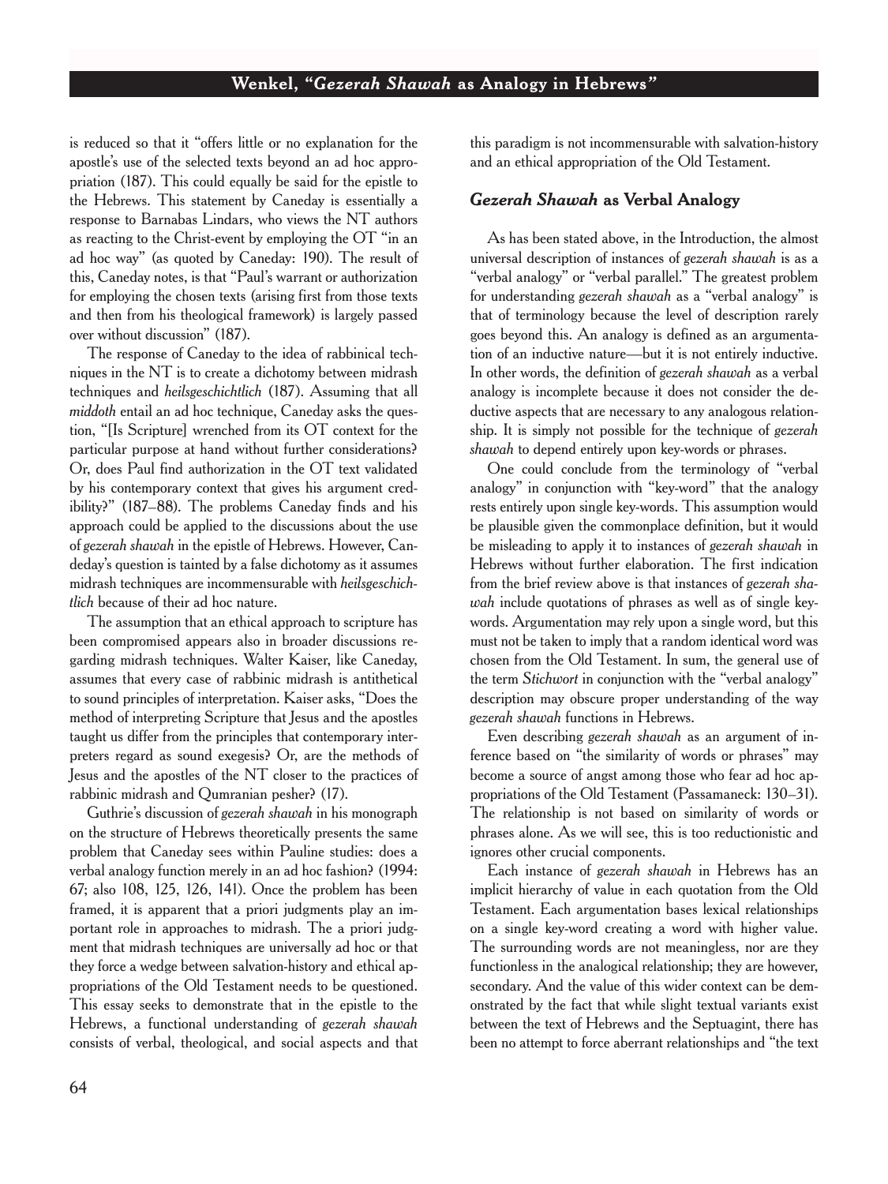is reduced so that it "offers little or no explanation for the apostle's use of the selected texts beyond an ad hoc appropriation (187). This could equally be said for the epistle to the Hebrews. This statement by Caneday is essentially a response to Barnabas Lindars, who views the NT authors as reacting to the Christ-event by employing the OT "in an ad hoc way" (as quoted by Caneday: 190). The result of this, Caneday notes, is that "Paul's warrant or authorization for employing the chosen texts (arising first from those texts and then from his theological framework) is largely passed over without discussion" (187).

The response of Caneday to the idea of rabbinical techniques in the NT is to create a dichotomy between midrash techniques and *heilsgeschichtlich* (187). Assuming that all *middoth* entail an ad hoc technique, Caneday asks the question, "[Is Scripture] wrenched from its OT context for the particular purpose at hand without further considerations? Or, does Paul find authorization in the OT text validated by his contemporary context that gives his argument credibility?" (187–88). The problems Caneday finds and his approach could be applied to the discussions about the use of *gezerah shawah* in the epistle of Hebrews. However, Candeday's question is tainted by a false dichotomy as it assumes midrash techniques are incommensurable with *heilsgeschichtlich* because of their ad hoc nature.

The assumption that an ethical approach to scripture has been compromised appears also in broader discussions regarding midrash techniques. Walter Kaiser, like Caneday, assumes that every case of rabbinic midrash is antithetical to sound principles of interpretation. Kaiser asks, "Does the method of interpreting Scripture that Jesus and the apostles taught us differ from the principles that contemporary interpreters regard as sound exegesis? Or, are the methods of Jesus and the apostles of the NT closer to the practices of rabbinic midrash and Qumranian pesher? (17).

Guthrie's discussion of *gezerah shawah* in his monograph on the structure of Hebrews theoretically presents the same problem that Caneday sees within Pauline studies: does a verbal analogy function merely in an ad hoc fashion? (1994: 67; also 108, 125, 126, 141). Once the problem has been framed, it is apparent that a priori judgments play an important role in approaches to midrash. The a priori judgment that midrash techniques are universally ad hoc or that they force a wedge between salvation-history and ethical appropriations of the Old Testament needs to be questioned. This essay seeks to demonstrate that in the epistle to the Hebrews, a functional understanding of *gezerah shawah* consists of verbal, theological, and social aspects and that this paradigm is not incommensurable with salvation-history and an ethical appropriation of the Old Testament.

## *Gezerah Shawah* as Verbal Analogy

As has been stated above, in the Introduction, the almost universal description of instances of *gezerah shawah* is as a "verbal analogy" or "verbal parallel." The greatest problem for understanding *gezerah shawah* as a "verbal analogy" is that of terminology because the level of description rarely goes beyond this. An analogy is defined as an argumentation of an inductive nature—but it is not entirely inductive. In other words, the definition of *gezerah shawah* as a verbal analogy is incomplete because it does not consider the deductive aspects that are necessary to any analogous relationship. It is simply not possible for the technique of *gezerah shawah* to depend entirely upon key-words or phrases.

One could conclude from the terminology of "verbal analogy" in conjunction with "key-word" that the analogy rests entirely upon single key-words. This assumption would be plausible given the commonplace definition, but it would be misleading to apply it to instances of *gezerah shawah* in Hebrews without further elaboration. The first indication from the brief review above is that instances of *gezerah shawah* include quotations of phrases as well as of single key-words. Argumentation may rely upon a single word, but this must not be taken to imply that a random identical word was chosen from the Old Testament. In sum, the general use of the term *Stichwort* in conjunction with the "verbal analogy" description may obscure proper understanding of the way *gezerah shawah* functions in Hebrews.

Even describing *gezerah shawah* as an argument of inference based on "the similarity of words or phrases" may become a source of angst among those who fear ad hoc appropriations of the Old Testament (Passamaneck: 130–31). The relationship is not based on similarity of words or phrases alone. As we will see, this is too reductionistic and ignores other crucial components.

Each instance of *gezerah shawah* in Hebrews has an implicit hierarchy of value in each quotation from the Old Testament. Each argumentation bases lexical relationships on a single key-word creating a word with higher value. The surrounding words are not meaningless, nor are they functionless in the analogical relationship; they are however, secondary. And the value of this wider context can be demonstrated by the fact that while slight textual variants exist between the text of Hebrews and the Septuagint, there has been no attempt to force aberrant relationships and "the text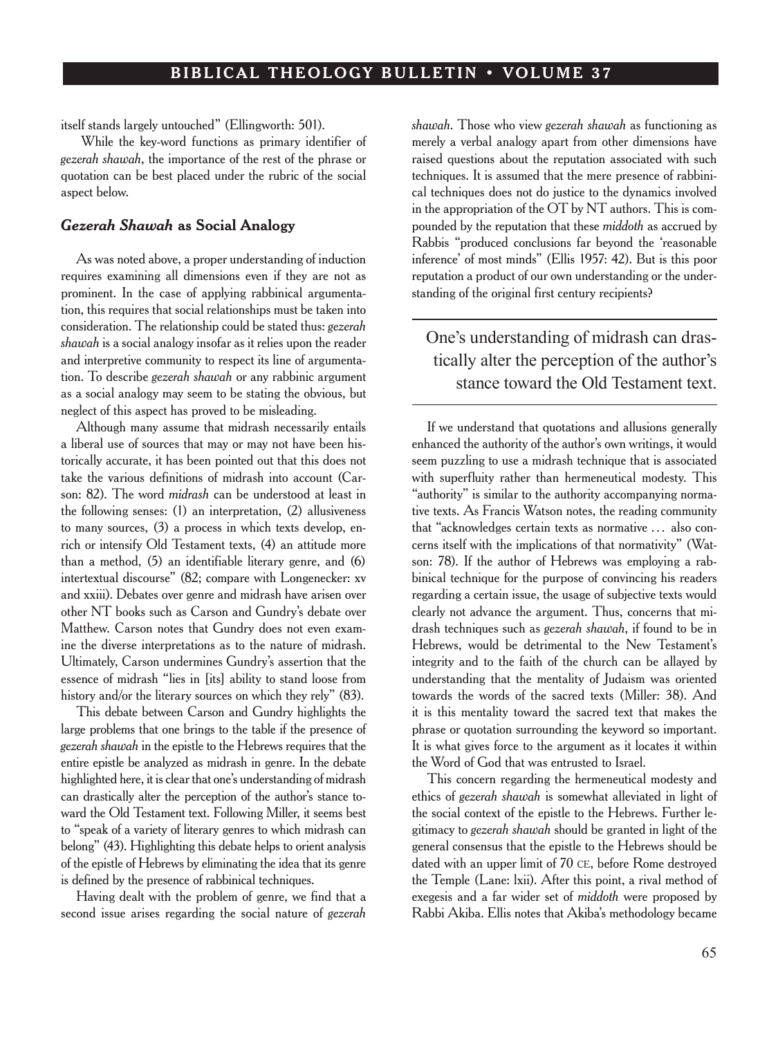itself stands largely untouched" (Ellingworth: 501).

While the key-word functions as primary identifier of *gezerah shawah*, the importance of the rest of the phrase or quotation can be best placed under the rubric of the social aspect below.

### *Gezerah Shawah* as Social Analogy

As was noted above, a proper understanding of induction requires examining all dimensions even if they are not as prominent. In the case of applying rabbinical argumentation, this requires that social relationships must be taken into consideration. The relationship could be stated thus: *gezerah shawah* is a social analogy insofar as it relies upon the reader and interpretive community to respect its line of argumentation. To describe *gezerah shawah* or any rabbinic argument as a social analogy may seem to be stating the obvious, but neglect of this aspect has proved to be misleading.

Although many assume that midrash necessarily entails a liberal use of sources that may or may not have been historically accurate, it has been pointed out that this does not take the various definitions of midrash into account (Carson: 82). The word *midrash* can be understood at least in the following senses: (1) an interpretation, (2) allusiveness to many sources, (3) a process in which texts develop, enrich or intensify Old Testament texts, (4) an attitude more than a method, (5) an identifiable literary genre, and (6) intertextual discourse" (82; compare with Longenecker: xv and xxiii). Debates over genre and midrash have arisen over other NT books such as Carson and Gundry's debate over Matthew. Carson notes that Gundry does not even examine the diverse interpretations as to the nature of midrash. Ultimately, Carson undermines Gundry's assertion that the essence of midrash "lies in [its] ability to stand loose from history and/or the literary sources on which they rely" (83).

This debate between Carson and Gundry highlights the large problems that one brings to the table if the presence of *gezerah shawah* in the epistle to the Hebrews requires that the entire epistle be analyzed as midrash in genre. In the debate highlighted here, it is clear that one's understanding of midrash can drastically alter the perception of the author's stance toward the Old Testament text. Following Miller, it seems best to "speak of a variety of literary genres to which midrash can belong" (43). Highlighting this debate helps to orient analysis of the epistle of Hebrews by eliminating the idea that its genre is defined by the presence of rabbinical techniques.

Having dealt with the problem of genre, we find that a second issue arises regarding the social nature of *gezerah shawah*. Those who view *gezerah shawah* as functioning as merely a verbal analogy apart from other dimensions have raised questions about the reputation associated with such techniques. It is assumed that the mere presence of rabbinical techniques does not do justice to the dynamics involved in the appropriation of the OT by NT authors. This is compounded by the reputation that these *middoth* as accrued by Rabbis "produced conclusions far beyond the 'reasonable inference' of most minds" (Ellis 1957: 42). But is this poor reputation a product of our own understanding or the understanding of the original first century recipients?

> One's understanding of midrash can drastically alter the perception of the author's stance toward the Old Testament text.

If we understand that quotations and allusions generally enhanced the authority of the author's own writings, it would seem puzzling to use a midrash technique that is associated with superfluity rather than hermeneutical modesty. This "authority" is similar to the authority accompanying normative texts. As Francis Watson notes, the reading community that "acknowledges certain texts as normative … also concerns itself with the implications of that normativity" (Watson: 78). If the author of Hebrews was employing a rabbinical technique for the purpose of convincing his readers regarding a certain issue, the usage of subjective texts would clearly not advance the argument. Thus, concerns that midrash techniques such as *gezerah shawah*, if found to be in Hebrews, would be detrimental to the New Testament's integrity and to the faith of the church can be allayed by understanding that the mentality of Judaism was oriented towards the words of the sacred texts (Miller: 38). And it is this mentality toward the sacred text that makes the phrase or quotation surrounding the keyword so important. It is what gives force to the argument as it locates it within the Word of God that was entrusted to Israel.

This concern regarding the hermeneutical modesty and ethics of *gezerah shawah* is somewhat alleviated in light of the social context of the epistle to the Hebrews. Further legitimacy to *gezerah shawah* should be granted in light of the general consensus that the epistle to the Hebrews should be dated with an upper limit of 70 CE, before Rome destroyed the Temple (Lane: lxii). After this point, a rival method of exegesis and a far wider set of *middoth* were proposed by Rabbi Akiba. Ellis notes that Akiba's methodology became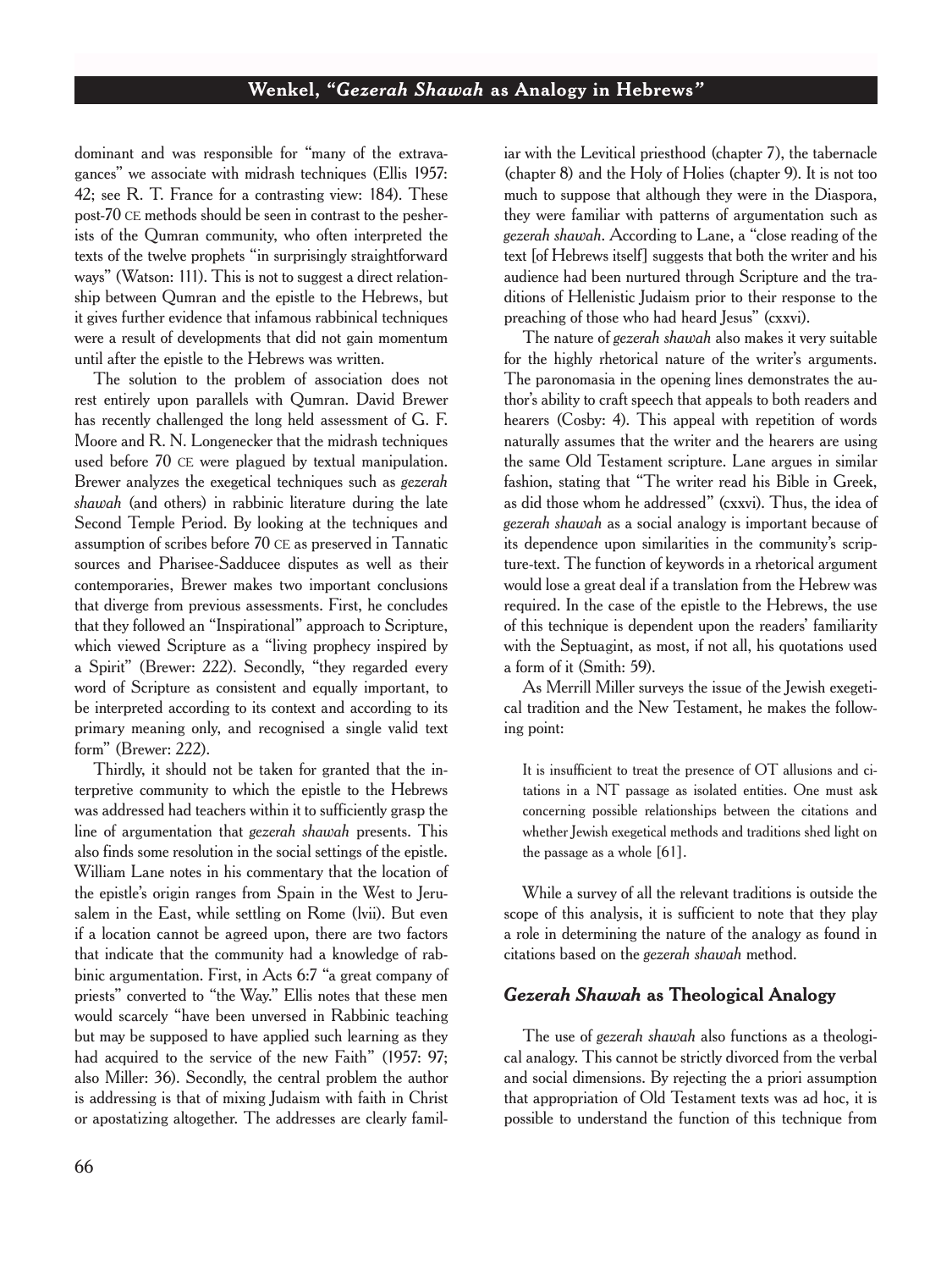dominant and was responsible for "many of the extravagances" we associate with midrash techniques (Ellis 1957: 42; see R. T. France for a contrasting view: 184). These post-70 CE methods should be seen in contrast to the pesherists of the Qumran community, who often interpreted the texts of the twelve prophets "in surprisingly straightforward ways" (Watson: 111). This is not to suggest a direct relationship between Qumran and the epistle to the Hebrews, but it gives further evidence that infamous rabbinical techniques were a result of developments that did not gain momentum until after the epistle to the Hebrews was written.

The solution to the problem of association does not rest entirely upon parallels with Qumran. David Brewer has recently challenged the long held assessment of G. F. Moore and R. N. Longenecker that the midrash techniques used before 70 CE were plagued by textual manipulation. Brewer analyzes the exegetical techniques such as *gezerah shawah* (and others) in rabbinic literature during the late Second Temple Period. By looking at the techniques and assumption of scribes before 70 CE as preserved in Tannatic sources and Pharisee-Sadducee disputes as well as their contemporaries, Brewer makes two important conclusions that diverge from previous assessments. First, he concludes that they followed an "Inspirational" approach to Scripture, which viewed Scripture as a "living prophecy inspired by a Spirit" (Brewer: 222). Secondly, "they regarded every word of Scripture as consistent and equally important, to be interpreted according to its context and according to its primary meaning only, and recognised a single valid text form" (Brewer: 222).

Thirdly, it should not be taken for granted that the interpretive community to which the epistle to the Hebrews was addressed had teachers within it to sufficiently grasp the line of argumentation that *gezerah shawah* presents. This also finds some resolution in the social settings of the epistle. William Lane notes in his commentary that the location of the epistle's origin ranges from Spain in the West to Jerusalem in the East, while settling on Rome (lvii). But even if a location cannot be agreed upon, there are two factors that indicate that the community had a knowledge of rabbinic argumentation. First, in Acts 6:7 "a great company of priests" converted to "the Way." Ellis notes that these men would scarcely "have been unversed in Rabbinic teaching but may be supposed to have applied such learning as they had acquired to the service of the new Faith" (1957: 97; also Miller: 36). Secondly, the central problem the author is addressing is that of mixing Judaism with faith in Christ or apostatizing altogether. The addresses are clearly familiar with the Levitical priesthood (chapter 7), the tabernacle (chapter 8) and the Holy of Holies (chapter 9). It is not too much to suppose that although they were in the Diaspora, they were familiar with patterns of argumentation such as *gezerah shawah*. According to Lane, a "close reading of the text [of Hebrews itself] suggests that both the writer and his audience had been nurtured through Scripture and the traditions of Hellenistic Judaism prior to their response to the preaching of those who had heard Jesus" (cxxvi).

The nature of *gezerah shawah* also makes it very suitable for the highly rhetorical nature of the writer's arguments. The paronomasia in the opening lines demonstrates the author's ability to craft speech that appeals to both readers and hearers (Cosby: 4). This appeal with repetition of words naturally assumes that the writer and the hearers are using the same Old Testament scripture. Lane argues in similar fashion, stating that "The writer read his Bible in Greek, as did those whom he addressed" (cxxvi). Thus, the idea of *gezerah shawah* as a social analogy is important because of its dependence upon similarities in the community's scripture-text. The function of keywords in a rhetorical argument would lose a great deal if a translation from the Hebrew was required. In the case of the epistle to the Hebrews, the use of this technique is dependent upon the readers' familiarity with the Septuagint, as most, if not all, his quotations used a form of it (Smith: 59).

As Merrill Miller surveys the issue of the Jewish exegetical tradition and the New Testament, he makes the following point:

> It is insufficient to treat the presence of OT allusions and citations in a NT passage as isolated entities. One must ask concerning possible relationships between the citations and whether Jewish exegetical methods and traditions shed light on the passage as a whole [61].

While a survey of all the relevant traditions is outside the scope of this analysis, it is sufficient to note that they play a role in determining the nature of the analogy as found in citations based on the *gezerah shawah* method.

## *Gezerah Shawah* as Theological Analogy

The use of *gezerah shawah* also functions as a theological analogy. This cannot be strictly divorced from the verbal and social dimensions. By rejecting the a priori assumption that appropriation of Old Testament texts was ad hoc, it is possible to understand the function of this technique from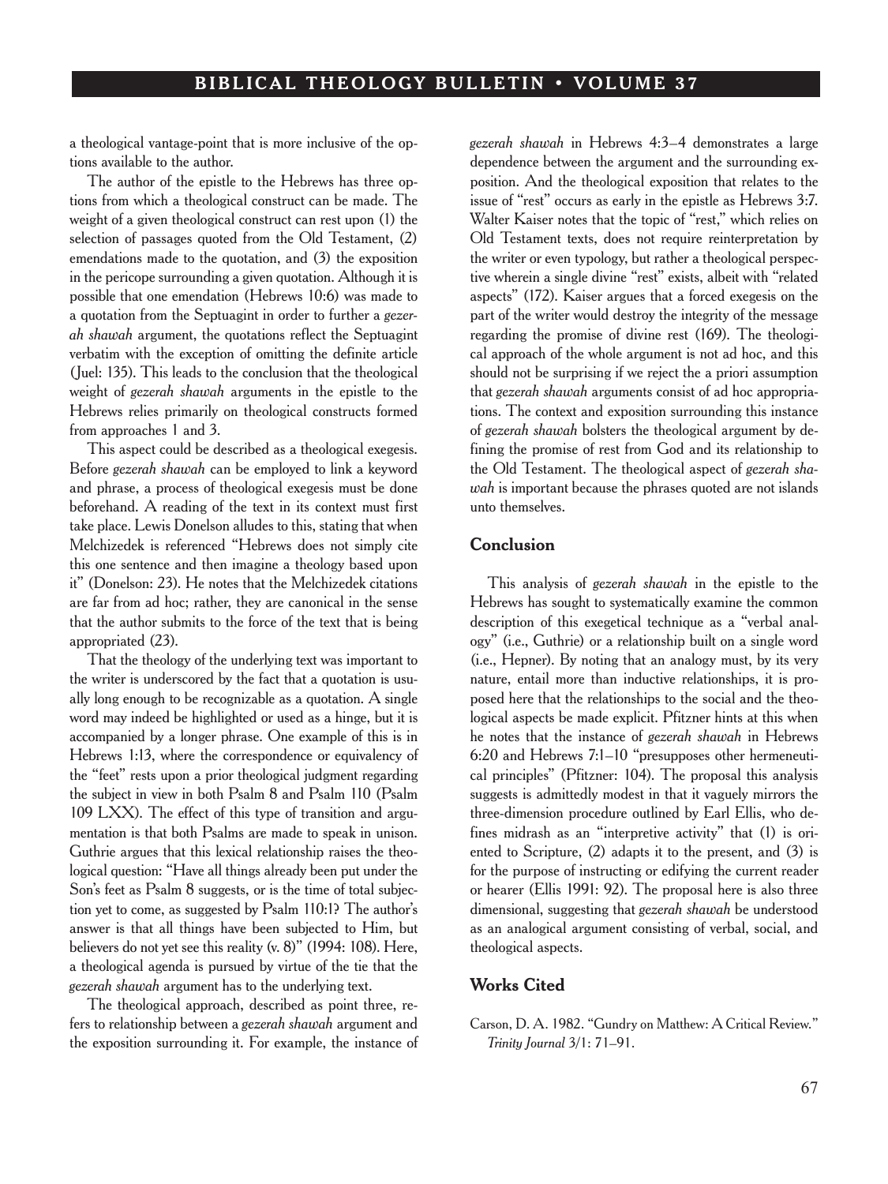a theological vantage-point that is more inclusive of the options available to the author.

The author of the epistle to the Hebrews has three options from which a theological construct can be made. The weight of a given theological construct can rest upon (1) the selection of passages quoted from the Old Testament, (2) emendations made to the quotation, and (3) the exposition in the pericope surrounding a given quotation. Although it is possible that one emendation (Hebrews 10:6) was made to a quotation from the Septuagint in order to further a *gezerah shawah* argument, the quotations reflect the Septuagint verbatim with the exception of omitting the definite article (Juel: 135). This leads to the conclusion that the theological weight of *gezerah shawah* arguments in the epistle to the Hebrews relies primarily on theological constructs formed from approaches 1 and 3.

This aspect could be described as a theological exegesis. Before *gezerah shawah* can be employed to link a keyword and phrase, a process of theological exegesis must be done beforehand. A reading of the text in its context must first take place. Lewis Donelson alludes to this, stating that when Melchizedek is referenced "Hebrews does not simply cite this one sentence and then imagine a theology based upon it" (Donelson: 23). He notes that the Melchizedek citations are far from ad hoc; rather, they are canonical in the sense that the author submits to the force of the text that is being appropriated (23).

That the theology of the underlying text was important to the writer is underscored by the fact that a quotation is usually long enough to be recognizable as a quotation. A single word may indeed be highlighted or used as a hinge, but it is accompanied by a longer phrase. One example of this is in Hebrews 1:13, where the correspondence or equivalency of the "feet" rests upon a prior theological judgment regarding the subject in view in both Psalm 8 and Psalm 110 (Psalm 109 LXX). The effect of this type of transition and argumentation is that both Psalms are made to speak in unison. Guthrie argues that this lexical relationship raises the theological question: "Have all things already been put under the Son's feet as Psalm 8 suggests, or is the time of total subjection yet to come, as suggested by Psalm 110:1? The author's answer is that all things have been subjected to Him, but believers do not yet see this reality (v. 8)" (1994: 108). Here, a theological agenda is pursued by virtue of the tie that the *gezerah shawah* argument has to the underlying text.

The theological approach, described as point three, refers to relationship between a *gezerah shawah* argument and the exposition surrounding it. For example, the instance of *gezerah shawah* in Hebrews 4:3–4 demonstrates a large dependence between the argument and the surrounding exposition. And the theological exposition that relates to the issue of "rest" occurs as early in the epistle as Hebrews 3:7. Walter Kaiser notes that the topic of "rest," which relies on Old Testament texts, does not require reinterpretation by the writer or even typology, but rather a theological perspective wherein a single divine "rest" exists, albeit with "related aspects" (172). Kaiser argues that a forced exegesis on the part of the writer would destroy the integrity of the message regarding the promise of divine rest (169). The theological approach of the whole argument is not ad hoc, and this should not be surprising if we reject the a priori assumption that *gezerah shawah* arguments consist of ad hoc appropriations. The context and exposition surrounding this instance of *gezerah shawah* bolsters the theological argument by defining the promise of rest from God and its relationship to the Old Testament. The theological aspect of *gezerah shawah* is important because the phrases quoted are not islands unto themselves.

## Conclusion

This analysis of *gezerah shawah* in the epistle to the Hebrews has sought to systematically examine the common description of this exegetical technique as a "verbal analogy" (i.e., Guthrie) or a relationship built on a single word (i.e., Hepner). By noting that an analogy must, by its very nature, entail more than inductive relationships, it is proposed here that the relationships to the social and the theological aspects be made explicit. Pfitzner hints at this when he notes that the instance of *gezerah shawah* in Hebrews 6:20 and Hebrews 7:1–10 "presupposes other hermeneutical principles" (Pfitzner: 104). The proposal this analysis suggests is admittedly modest in that it vaguely mirrors the three-dimension procedure outlined by Earl Ellis, who defines midrash as an "interpretive activity" that (1) is oriented to Scripture, (2) adapts it to the present, and (3) is for the purpose of instructing or edifying the current reader or hearer (Ellis 1991: 92). The proposal here is also three dimensional, suggesting that *gezerah shawah* be understood as an analogical argument consisting of verbal, social, and theological aspects.

## Works Cited

Carson, D. A. 1982. "Gundry on Matthew: A Critical Review." *Trinity Journal* 3/1: 71–91.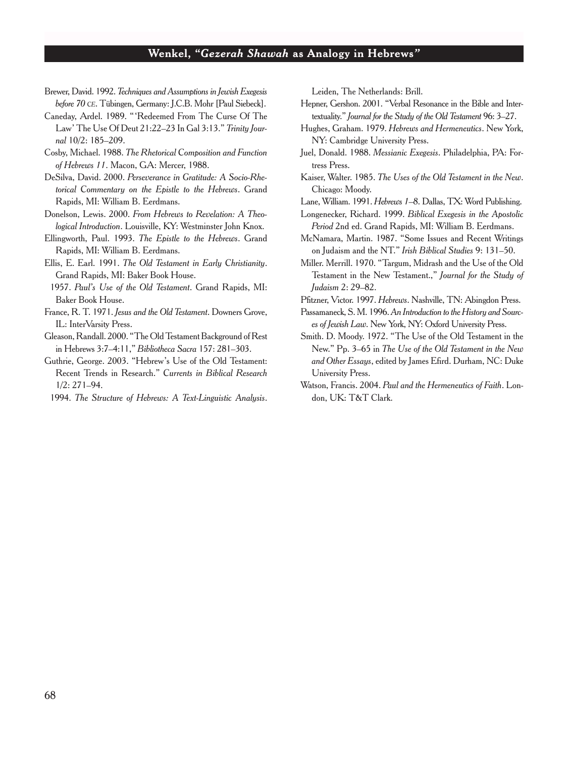Brewer, David. 1992. *Techniques and Assumptions in Jewish Exegesis before 70 CE*. Tübingen, Germany: J.C.B. Mohr [Paul Siebeck].

Caneday, Ardel. 1989. "'Redeemed From The Curse Of The Law' The Use Of Deut 21:22–23 In Gal 3:13." *Trinity Journal* 10/2: 185–209.

Cosby, Michael. 1988. *The Rhetorical Composition and Function of Hebrews 11*. Macon, GA: Mercer, 1988.

DeSilva, David. 2000. *Perseverance in Gratitude: A Socio-Rhetorical Commentary on the Epistle to the Hebrews*. Grand Rapids, MI: William B. Eerdmans.

Donelson, Lewis. 2000. *From Hebrews to Revelation: A Theological Introduction*. Louisville, KY: Westminster John Knox.

Ellingworth, Paul. 1993. *The Epistle to the Hebrews*. Grand Rapids, MI: William B. Eerdmans.

Ellis, E. Earl. 1991. *The Old Testament in Early Christianity*. Grand Rapids, MI: Baker Book House.

1957. *Paul's Use of the Old Testament*. Grand Rapids, MI: Baker Book House.

France, R. T. 1971. *Jesus and the Old Testament*. Downers Grove, IL: InterVarsity Press.

Gleason, Randall. 2000. "The Old Testament Background of Rest in Hebrews 3:7–4:11," *Bibliotheca Sacra* 157: 281–303.

Guthrie, George. 2003. "Hebrew's Use of the Old Testament: Recent Trends in Research." *Currents in Biblical Research* 1/2: 271–94.

1994. *The Structure of Hebrews: A Text-Linguistic Analysis*. Leiden, The Netherlands: Brill.

Hepner, Gershon. 2001. "Verbal Resonance in the Bible and Intertextuality." *Journal for the Study of the Old Testament* 96: 3–27.

Hughes, Graham. 1979. *Hebrews and Hermeneutics*. New York, NY: Cambridge University Press.

Juel, Donald. 1988. *Messianic Exegesis*. Philadelphia, PA: Fortress Press.

Kaiser, Walter. 1985. *The Uses of the Old Testament in the New*. Chicago: Moody.

Lane, William. 1991. *Hebrews 1–8*. Dallas, TX: Word Publishing.

Longenecker, Richard. 1999. *Biblical Exegesis in the Apostolic Period* 2nd ed. Grand Rapids, MI: William B. Eerdmans.

McNamara, Martin. 1987. "Some Issues and Recent Writings on Judaism and the NT." *Irish Biblical Studies* 9: 131–50.

Miller. Merrill. 1970. "Targum, Midrash and the Use of the Old Testament in the New Testament.," *Journal for the Study of Judaism* 2: 29–82.

Pfitzner, Victor. 1997. *Hebrews*. Nashville, TN: Abingdon Press.

Passamaneck, S. M. 1996. *An Introduction to the History and Sources of Jewish Law*. New York, NY: Oxford University Press.

Smith. D. Moody. 1972. "The Use of the Old Testament in the New." Pp. 3–65 in *The Use of the Old Testament in the New and Other Essays*, edited by James Efird. Durham, NC: Duke University Press.

Watson, Francis. 2004. *Paul and the Hermeneutics of Faith*. London, UK: T&T Clark.